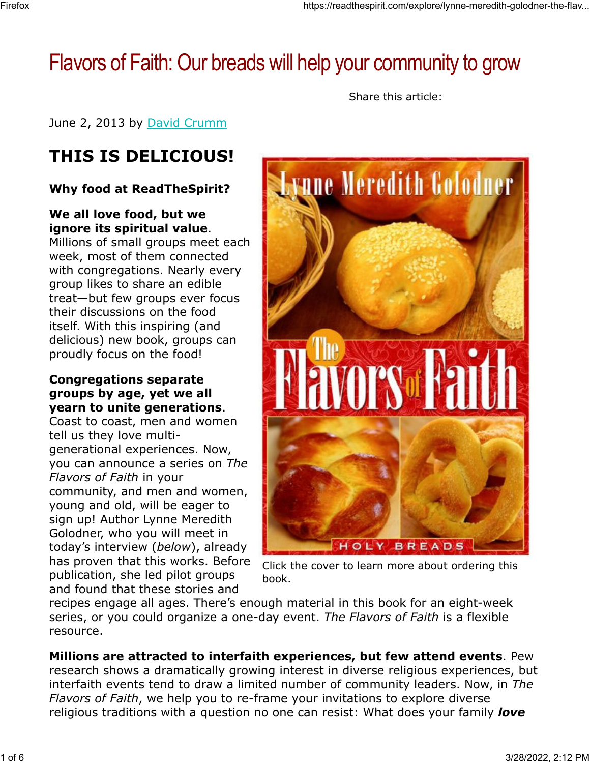# Flavors of Faith: Our breads will help your community to grow

Share this article:

June 2, 2013 by David Crumm

## THIS IS DELICIOUS!

**Why food at ReadTheSpirit?**

**We all love food, but we ignore its spiritual value**. Millions of small groups meet each week, most of them connected with congregations. Nearly every group likes to share an edible treat—but few groups ever focus their discussions on the food itself. With this inspiring (and delicious) new book, groups can proudly focus on the food!

Click the cover to learn more about ordering this book.

**Congregations separate groups by age, yet we all yearn to unite generations**. Coast to coast, men and women tell us they love multi-generational experiences. Now, you can announce a series on *The Flavors of Faith* in your community, and men and women, young and old, will be eager to sign up! Author Lynne Meredith Golodner, who you will meet in today's interview (*below*), already has proven that this works. Before publication, she led pilot groups and found that these stories and recipes engage all ages. There's enough material in this book for an eight-week series, or you could organize a one-day event. *The Flavors of Faith* is a flexible resource.

**Millions are attracted to interfaith experiences, but few attend events**. Pew research shows a dramatically growing interest in diverse religious experiences, but interfaith events tend to draw a limited number of community leaders. Now, in *The Flavors of Faith*, we help you to re-frame your invitations to explore diverse religious traditions with a question no one can resist: What does your family ***love***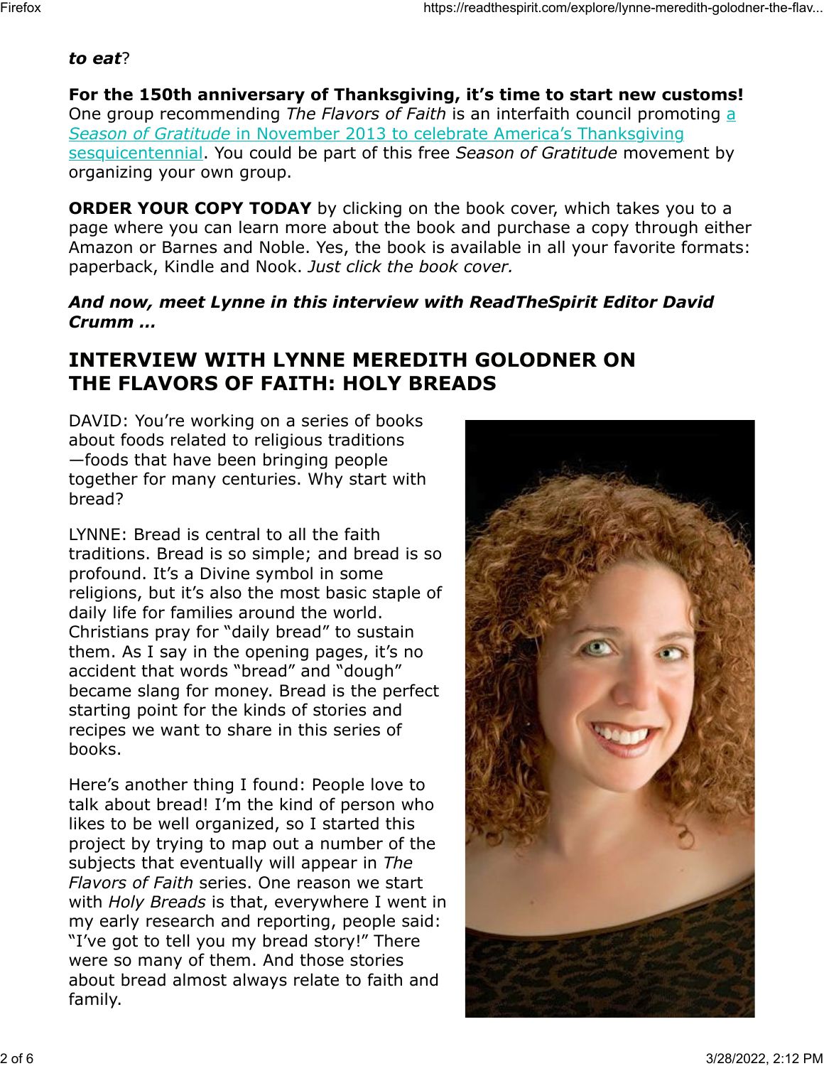***to eat*?**

**For the 150th anniversary of Thanksgiving, it's time to start new customs!** One group recommending *The Flavors of Faith* is an interfaith council promoting a *Season of Gratitude* in November 2013 to celebrate America's Thanksgiving sesquicentennial. You could be part of this free *Season of Gratitude* movement by organizing your own group.

**ORDER YOUR COPY TODAY** by clicking on the book cover, which takes you to a page where you can learn more about the book and purchase a copy through either Amazon or Barnes and Noble. Yes, the book is available in all your favorite formats: paperback, Kindle and Nook. *Just click the book cover.*

***And now, meet Lynne in this interview with ReadTheSpirit Editor David Crumm …***

## INTERVIEW WITH LYNNE MEREDITH GOLODNER ON THE FLAVORS OF FAITH: HOLY BREADS

DAVID: You're working on a series of books about foods related to religious traditions—foods that have been bringing people together for many centuries. Why start with bread?

LYNNE: Bread is central to all the faith traditions. Bread is so simple; and bread is so profound. It's a Divine symbol in some religions, but it's also the most basic staple of daily life for families around the world. Christians pray for "daily bread" to sustain them. As I say in the opening pages, it's no accident that words "bread" and "dough" became slang for money. Bread is the perfect starting point for the kinds of stories and recipes we want to share in this series of books.

Here's another thing I found: People love to talk about bread! I'm the kind of person who likes to be well organized, so I started this project by trying to map out a number of the subjects that eventually will appear in *The Flavors of Faith* series. One reason we start with *Holy Breads* is that, everywhere I went in my early research and reporting, people said: "I've got to tell you my bread story!" There were so many of them. And those stories about bread almost always relate to faith and family.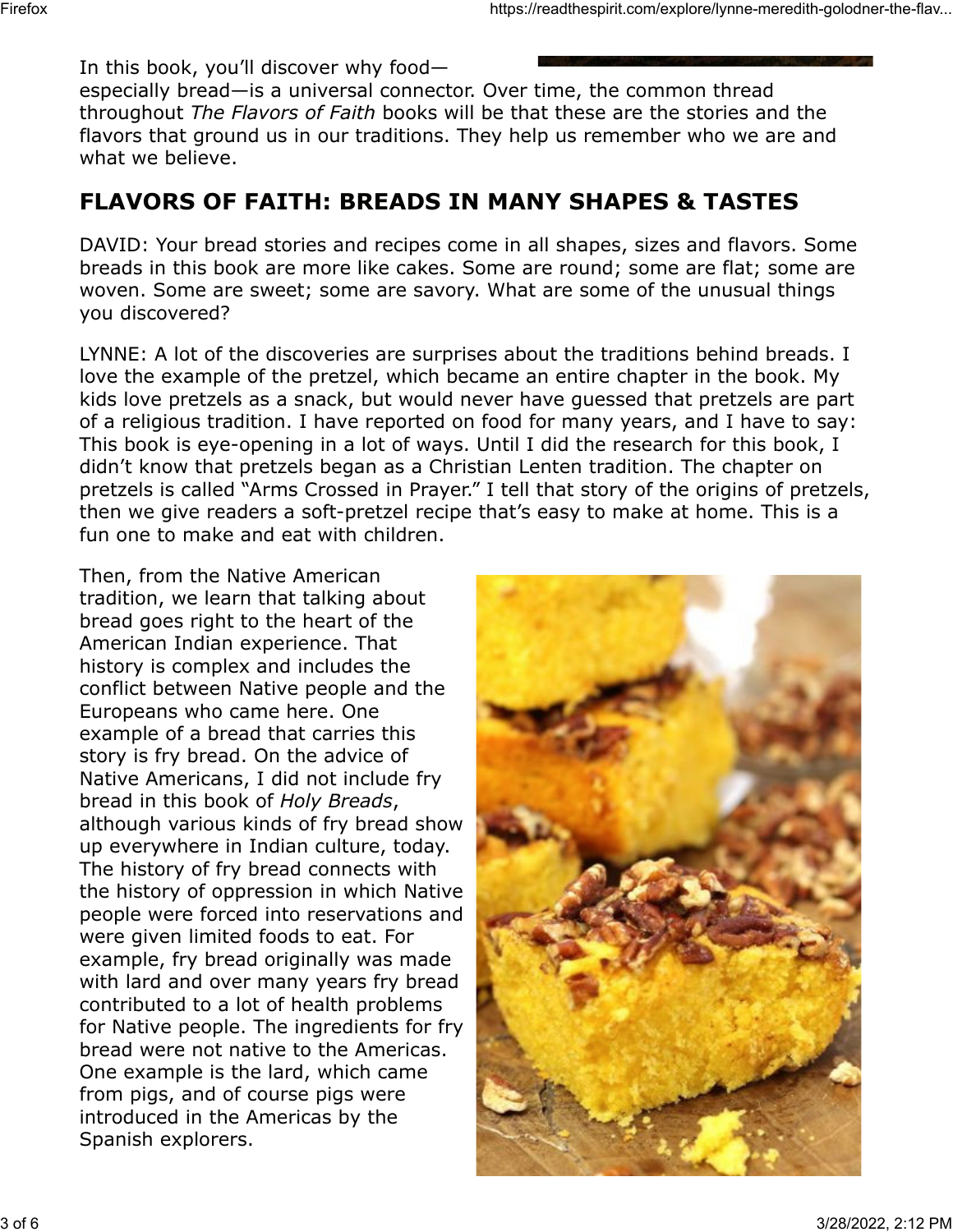In this book, you'll discover why food—especially bread—is a universal connector. Over time, the common thread throughout *The Flavors of Faith* books will be that these are the stories and the flavors that ground us in our traditions. They help us remember who we are and what we believe.

## FLAVORS OF FAITH: BREADS IN MANY SHAPES & TASTES

DAVID: Your bread stories and recipes come in all shapes, sizes and flavors. Some breads in this book are more like cakes. Some are round; some are flat; some are woven. Some are sweet; some are savory. What are some of the unusual things you discovered?

LYNNE: A lot of the discoveries are surprises about the traditions behind breads. I love the example of the pretzel, which became an entire chapter in the book. My kids love pretzels as a snack, but would never have guessed that pretzels are part of a religious tradition. I have reported on food for many years, and I have to say: This book is eye-opening in a lot of ways. Until I did the research for this book, I didn't know that pretzels began as a Christian Lenten tradition. The chapter on pretzels is called "Arms Crossed in Prayer." I tell that story of the origins of pretzels, then we give readers a soft-pretzel recipe that's easy to make at home. This is a fun one to make and eat with children.

Then, from the Native American tradition, we learn that talking about bread goes right to the heart of the American Indian experience. That history is complex and includes the conflict between Native people and the Europeans who came here. One example of a bread that carries this story is fry bread. On the advice of Native Americans, I did not include fry bread in this book of *Holy Breads*, although various kinds of fry bread show up everywhere in Indian culture, today. The history of fry bread connects with the history of oppression in which Native people were forced into reservations and were given limited foods to eat. For example, fry bread originally was made with lard and over many years fry bread contributed to a lot of health problems for Native people. The ingredients for fry bread were not native to the Americas. One example is the lard, which came from pigs, and of course pigs were introduced in the Americas by the Spanish explorers.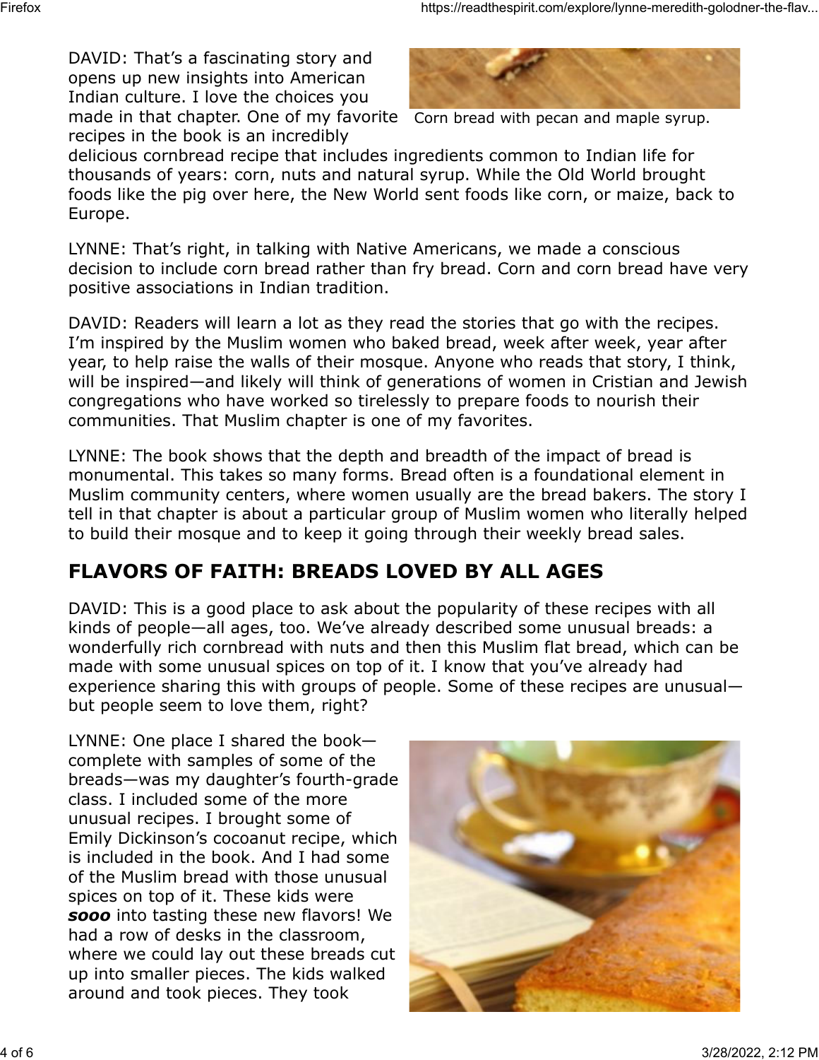DAVID: That's a fascinating story and opens up new insights into American Indian culture. I love the choices you made in that chapter. One of my favorite recipes in the book is an incredibly delicious cornbread recipe that includes ingredients common to Indian life for thousands of years: corn, nuts and natural syrup. While the Old World brought foods like the pig over here, the New World sent foods like corn, or maize, back to Europe.

Corn bread with pecan and maple syrup.

LYNNE: That's right, in talking with Native Americans, we made a conscious decision to include corn bread rather than fry bread. Corn and corn bread have very positive associations in Indian tradition.

DAVID: Readers will learn a lot as they read the stories that go with the recipes. I'm inspired by the Muslim women who baked bread, week after week, year after year, to help raise the walls of their mosque. Anyone who reads that story, I think, will be inspired—and likely will think of generations of women in Cristian and Jewish congregations who have worked so tirelessly to prepare foods to nourish their communities. That Muslim chapter is one of my favorites.

LYNNE: The book shows that the depth and breadth of the impact of bread is monumental. This takes so many forms. Bread often is a foundational element in Muslim community centers, where women usually are the bread bakers. The story I tell in that chapter is about a particular group of Muslim women who literally helped to build their mosque and to keep it going through their weekly bread sales.

## FLAVORS OF FAITH: BREADS LOVED BY ALL AGES

DAVID: This is a good place to ask about the popularity of these recipes with all kinds of people—all ages, too. We've already described some unusual breads: a wonderfully rich cornbread with nuts and then this Muslim flat bread, which can be made with some unusual spices on top of it. I know that you've already had experience sharing this with groups of people. Some of these recipes are unusual—but people seem to love them, right?

LYNNE: One place I shared the book—complete with samples of some of the breads—was my daughter's fourth-grade class. I included some of the more unusual recipes. I brought some of Emily Dickinson's cocoanut recipe, which is included in the book. And I had some of the Muslim bread with those unusual spices on top of it. These kids were ***sooo*** into tasting these new flavors! We had a row of desks in the classroom, where we could lay out these breads cut up into smaller pieces. The kids walked around and took pieces. They took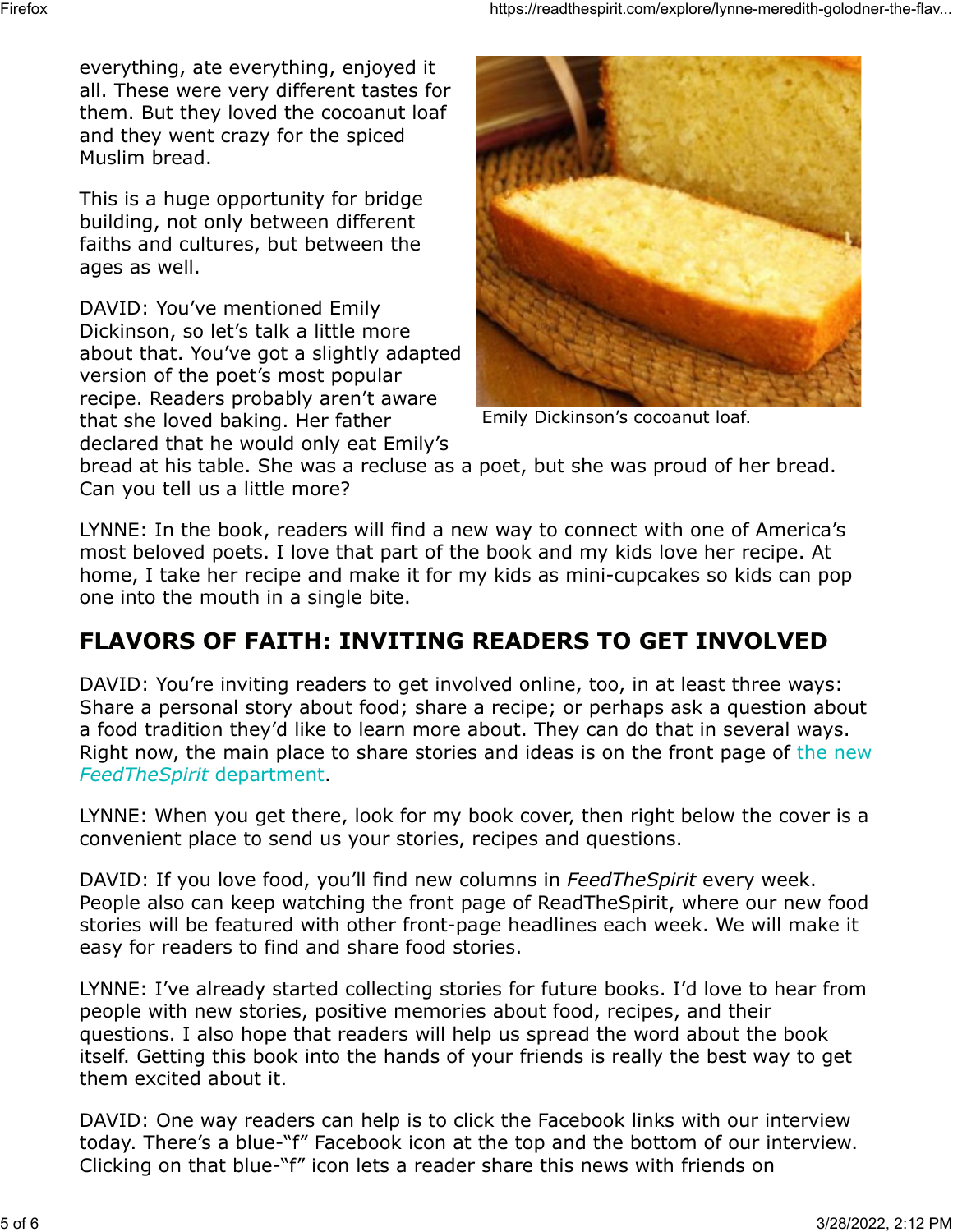everything, ate everything, enjoyed it all. These were very different tastes for them. But they loved the cocoanut loaf and they went crazy for the spiced Muslim bread.

This is a huge opportunity for bridge building, not only between different faiths and cultures, but between the ages as well.

DAVID: You've mentioned Emily Dickinson, so let's talk a little more about that. You've got a slightly adapted version of the poet's most popular recipe. Readers probably aren't aware that she loved baking. Her father declared that he would only eat Emily's bread at his table. She was a recluse as a poet, but she was proud of her bread. Can you tell us a little more?

Emily Dickinson's cocoanut loaf.

LYNNE: In the book, readers will find a new way to connect with one of America's most beloved poets. I love that part of the book and my kids love her recipe. At home, I take her recipe and make it for my kids as mini-cupcakes so kids can pop one into the mouth in a single bite.

## FLAVORS OF FAITH: INVITING READERS TO GET INVOLVED

DAVID: You're inviting readers to get involved online, too, in at least three ways: Share a personal story about food; share a recipe; or perhaps ask a question about a food tradition they'd like to learn more about. They can do that in several ways. Right now, the main place to share stories and ideas is on the front page of the new *FeedTheSpirit* department.

LYNNE: When you get there, look for my book cover, then right below the cover is a convenient place to send us your stories, recipes and questions.

DAVID: If you love food, you'll find new columns in *FeedTheSpirit* every week. People also can keep watching the front page of ReadTheSpirit, where our new food stories will be featured with other front-page headlines each week. We will make it easy for readers to find and share food stories.

LYNNE: I've already started collecting stories for future books. I'd love to hear from people with new stories, positive memories about food, recipes, and their questions. I also hope that readers will help us spread the word about the book itself. Getting this book into the hands of your friends is really the best way to get them excited about it.

DAVID: One way readers can help is to click the Facebook links with our interview today. There's a blue-"f" Facebook icon at the top and the bottom of our interview. Clicking on that blue-"f" icon lets a reader share this news with friends on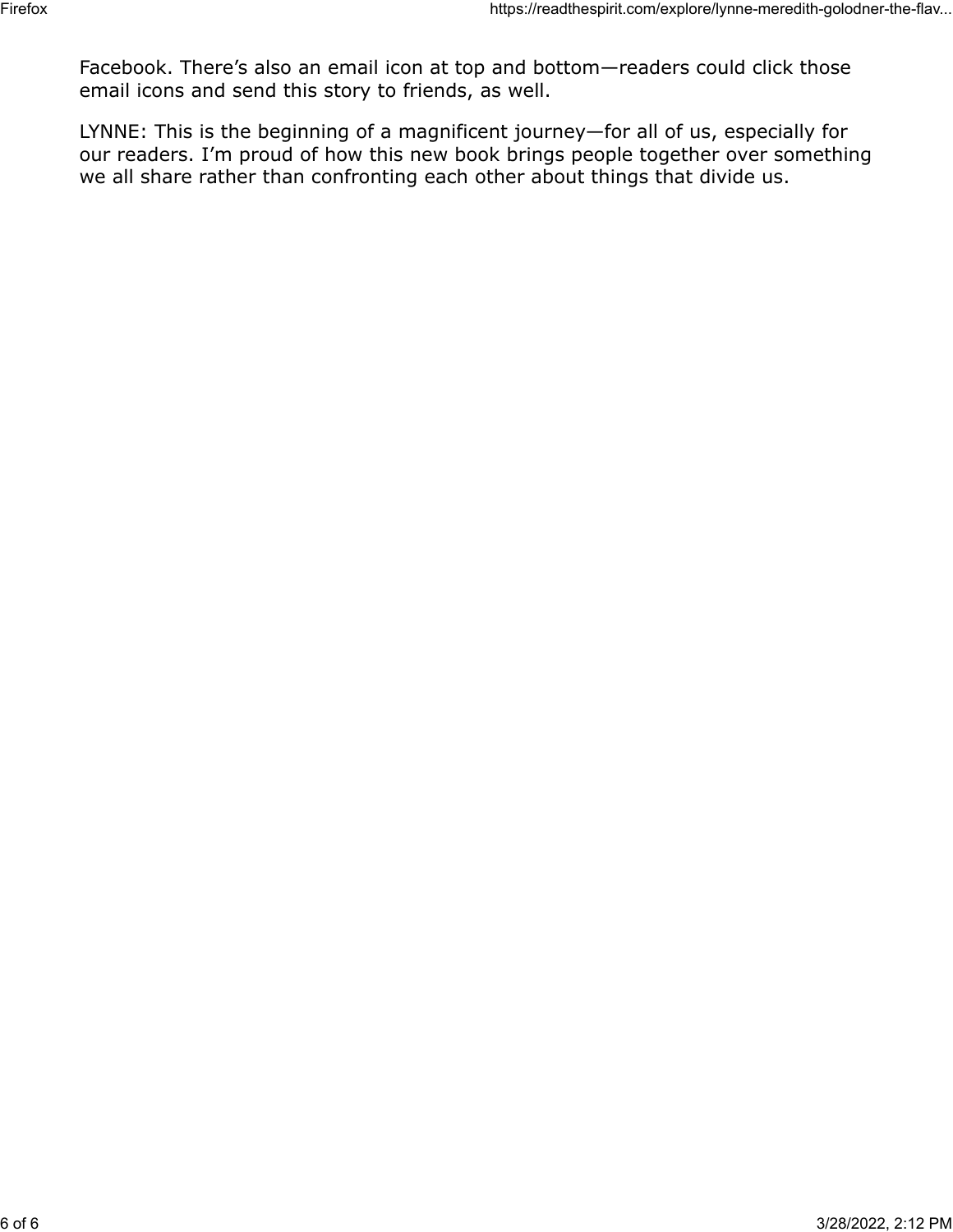Facebook. There's also an email icon at top and bottom—readers could click those email icons and send this story to friends, as well.

LYNNE: This is the beginning of a magnificent journey—for all of us, especially for our readers. I'm proud of how this new book brings people together over something we all share rather than confronting each other about things that divide us.